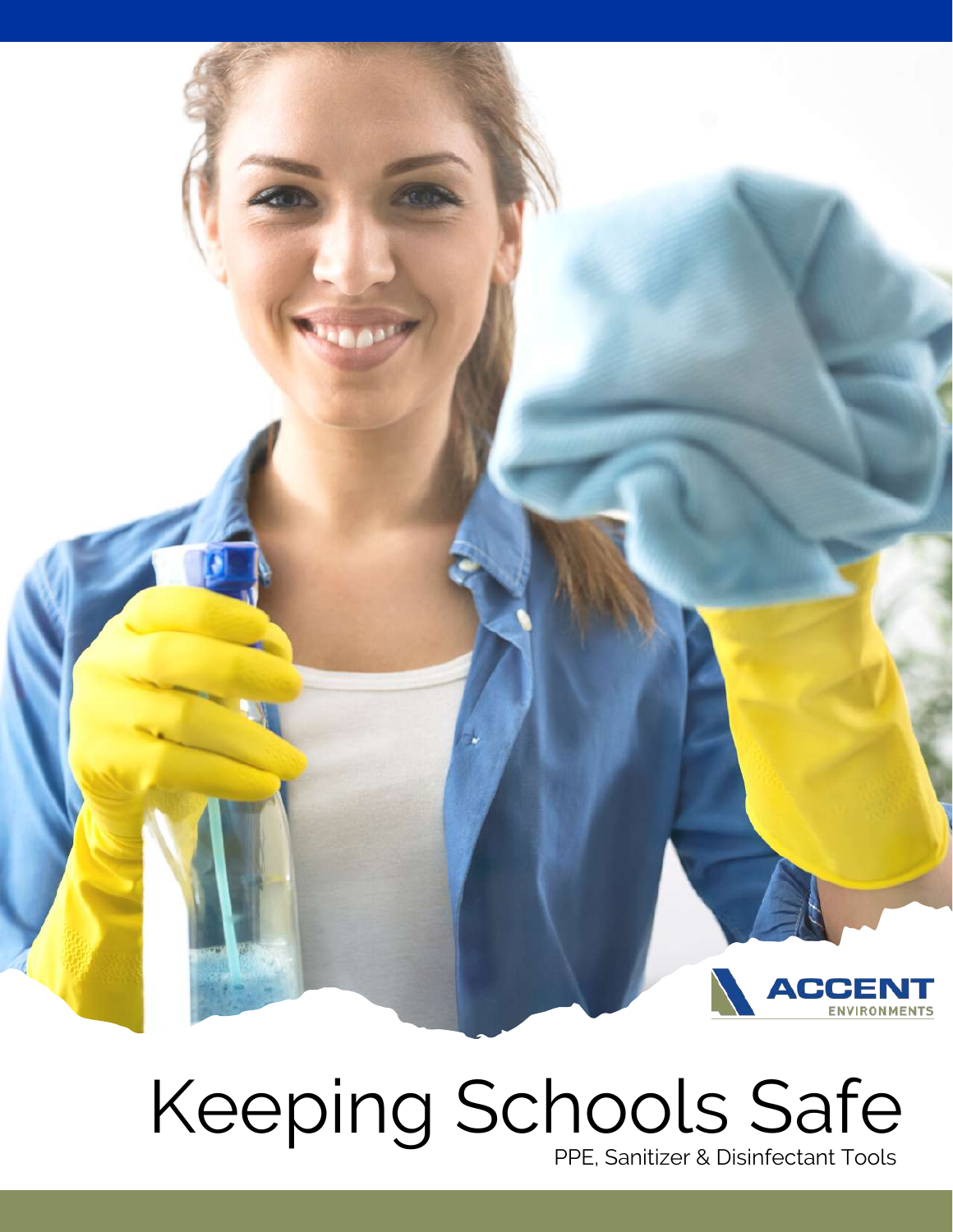ACCENT ENVIRONMENTS

# Keeping Schools Safe

PPE, Sanitizer & Disinfectant Tools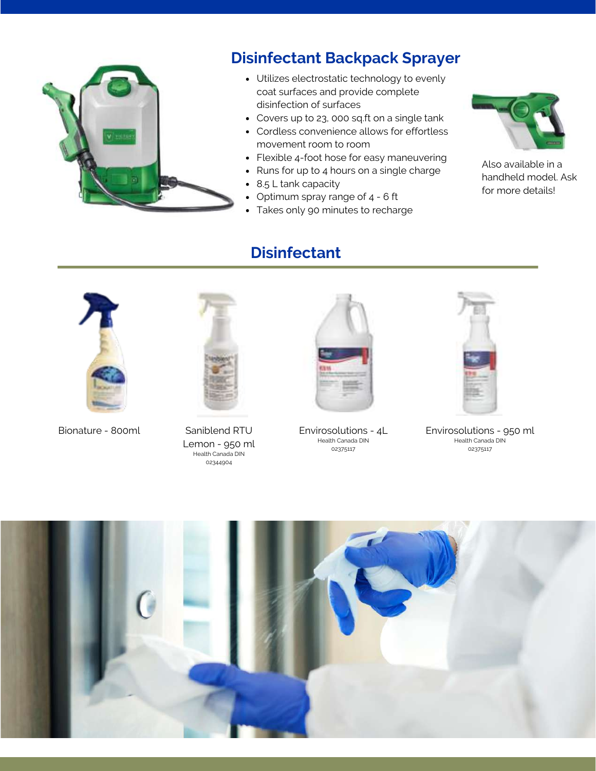## Disinfectant Backpack Sprayer

- Utilizes electrostatic technology to evenly coat surfaces and provide complete disinfection of surfaces
- Covers up to 23, 000 sq.ft on a single tank
- Cordless convenience allows for effortless movement room to room
- Flexible 4-foot hose for easy maneuvering
- Runs for up to 4 hours on a single charge
- 8.5 L tank capacity
- Optimum spray range of 4 - 6 ft
- Takes only 90 minutes to recharge

Also available in a handheld model. Ask for more details!

## Disinfectant

Bionature - 800ml

Saniblend RTU Lemon - 950 ml
Health Canada DIN 02344904

Envirosolutions - 4L
Health Canada DIN 02375117

Envirosolutions - 950 ml
Health Canada DIN 02375117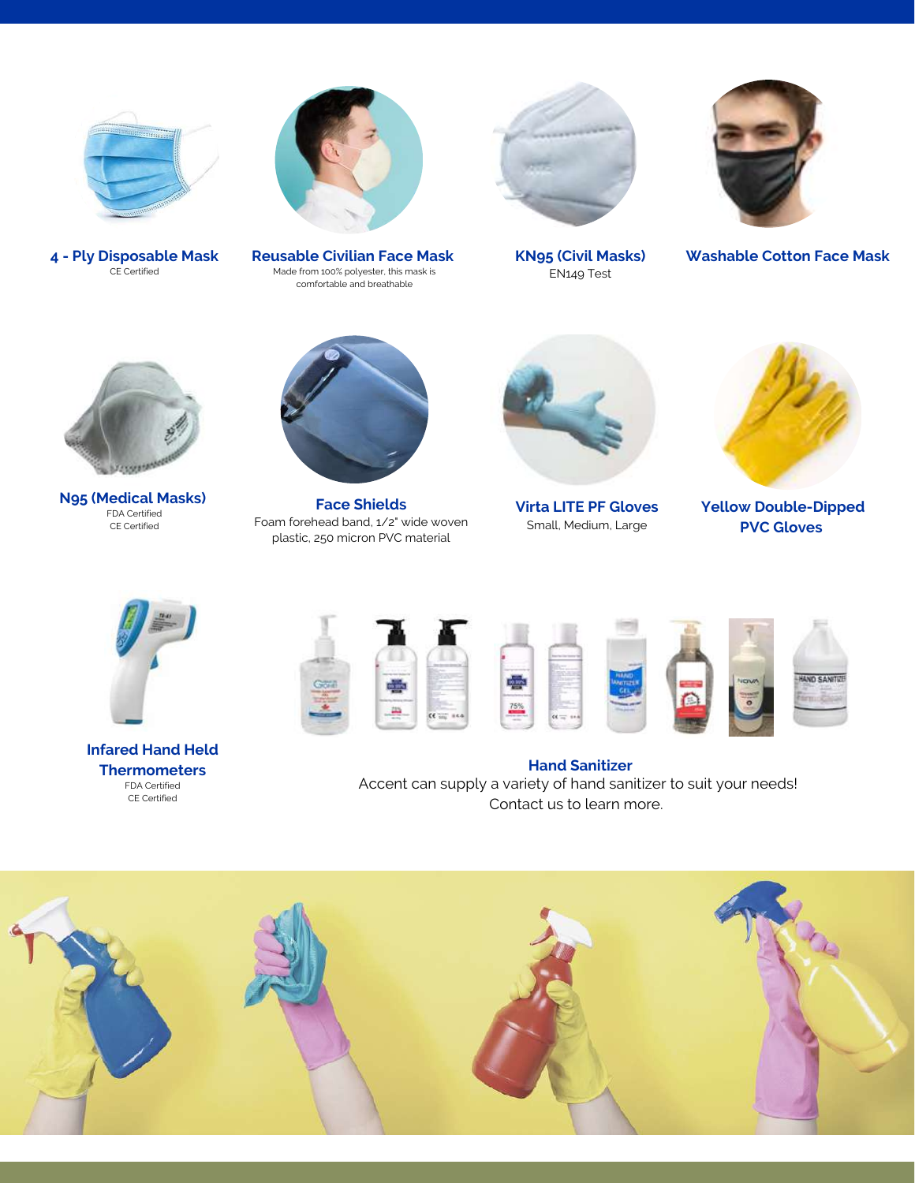**4 - Ply Disposable Mask**
CE Certified

**Reusable Civilian Face Mask**
Made from 100% polyester, this mask is comfortable and breathable

**KN95 (Civil Masks)**
EN149 Test

**Washable Cotton Face Mask**

**N95 (Medical Masks)**
FDA Certified
CE Certified

**Face Shields**
Foam forehead band, 1/2" wide woven plastic, 250 micron PVC material

**Virta LITE PF Gloves**
Small, Medium, Large

**Yellow Double-Dipped PVC Gloves**

**Infared Hand Held Thermometers**
FDA Certified
CE Certified

**Hand Sanitizer**
Accent can supply a variety of hand sanitizer to suit your needs! Contact us to learn more.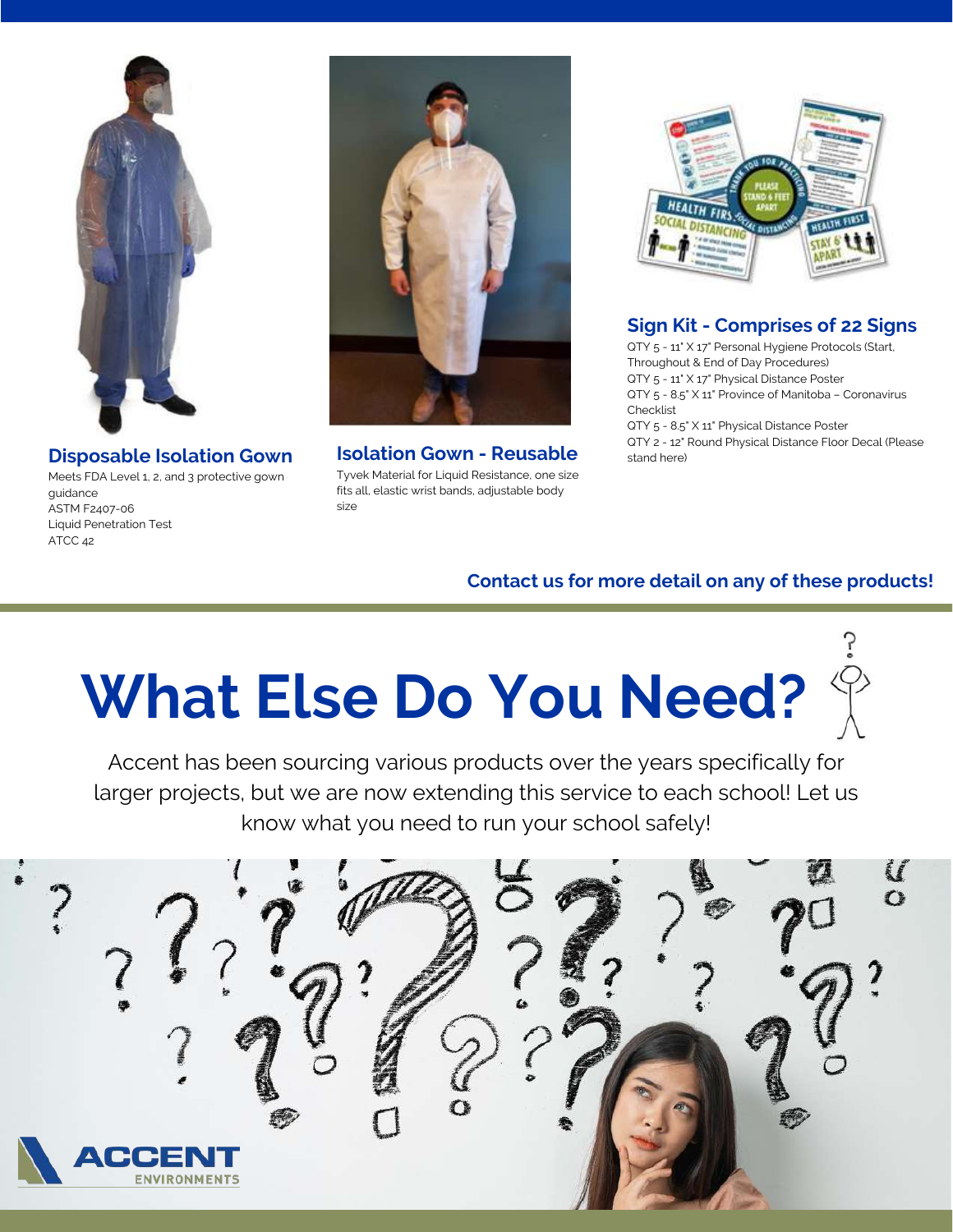### Disposable Isolation Gown

Meets FDA Level 1, 2, and 3 protective gown guidance
ASTM F2407-06
Liquid Penetration Test
ATCC 42

### Isolation Gown - Reusable

Tyvek Material for Liquid Resistance, one size fits all, elastic wrist bands, adjustable body size

### Sign Kit - Comprises of 22 Signs

QTY 5 - 11" X 17" Personal Hygiene Protocols (Start, Throughout & End of Day Procedures)
QTY 5 - 11" X 17" Physical Distance Poster
QTY 5 - 8.5" X 11" Province of Manitoba – Coronavirus Checklist
QTY 5 - 8.5" X 11" Physical Distance Poster
QTY 2 - 12" Round Physical Distance Floor Decal (Please stand here)

**Contact us for more detail on any of these products!**

# What Else Do You Need?

Accent has been sourcing various products over the years specifically for larger projects, but we are now extending this service to each school! Let us know what you need to run your school safely!

ACCENT ENVIRONMENTS